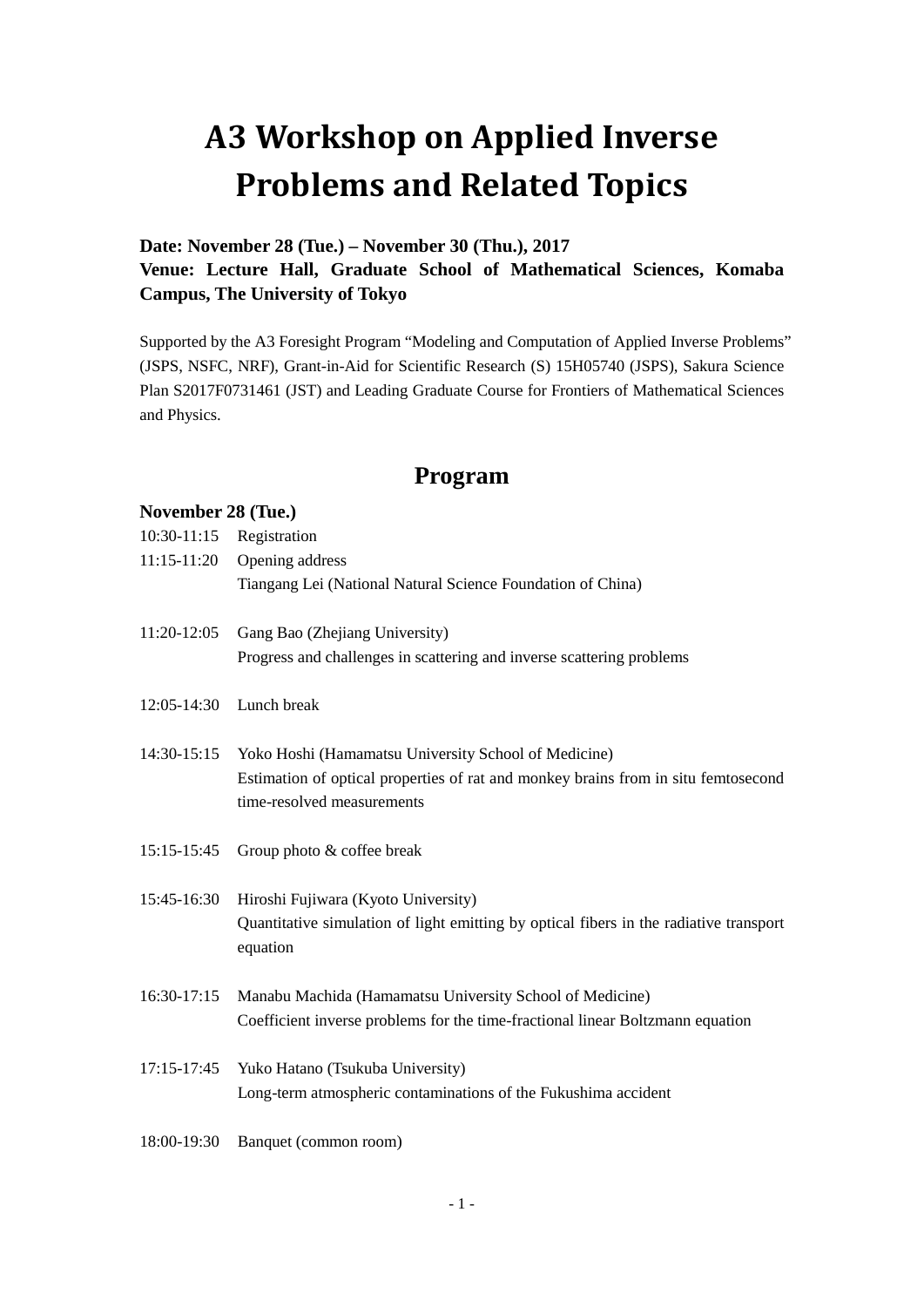# A3 Workshop on Applied Inverse Problems and Related Topics

**Date: November 28 (Tue.) – November 30 (Thu.), 2017**
**Venue: Lecture Hall, Graduate School of Mathematical Sciences, Komaba Campus, The University of Tokyo**

Supported by the A3 Foresight Program "Modeling and Computation of Applied Inverse Problems" (JSPS, NSFC, NRF), Grant-in-Aid for Scientific Research (S) 15H05740 (JSPS), Sakura Science Plan S2017F0731461 (JST) and Leading Graduate Course for Frontiers of Mathematical Sciences and Physics.

## Program

### November 28 (Tue.)

10:30-11:15 Registration

11:15-11:20 Opening address
Tiangang Lei (National Natural Science Foundation of China)

11:20-12:05 Gang Bao (Zhejiang University)
Progress and challenges in scattering and inverse scattering problems

12:05-14:30 Lunch break

14:30-15:15 Yoko Hoshi (Hamamatsu University School of Medicine)
Estimation of optical properties of rat and monkey brains from in situ femtosecond time-resolved measurements

15:15-15:45 Group photo & coffee break

15:45-16:30 Hiroshi Fujiwara (Kyoto University)
Quantitative simulation of light emitting by optical fibers in the radiative transport equation

16:30-17:15 Manabu Machida (Hamamatsu University School of Medicine)
Coefficient inverse problems for the time-fractional linear Boltzmann equation

17:15-17:45 Yuko Hatano (Tsukuba University)
Long-term atmospheric contaminations of the Fukushima accident

18:00-19:30 Banquet (common room)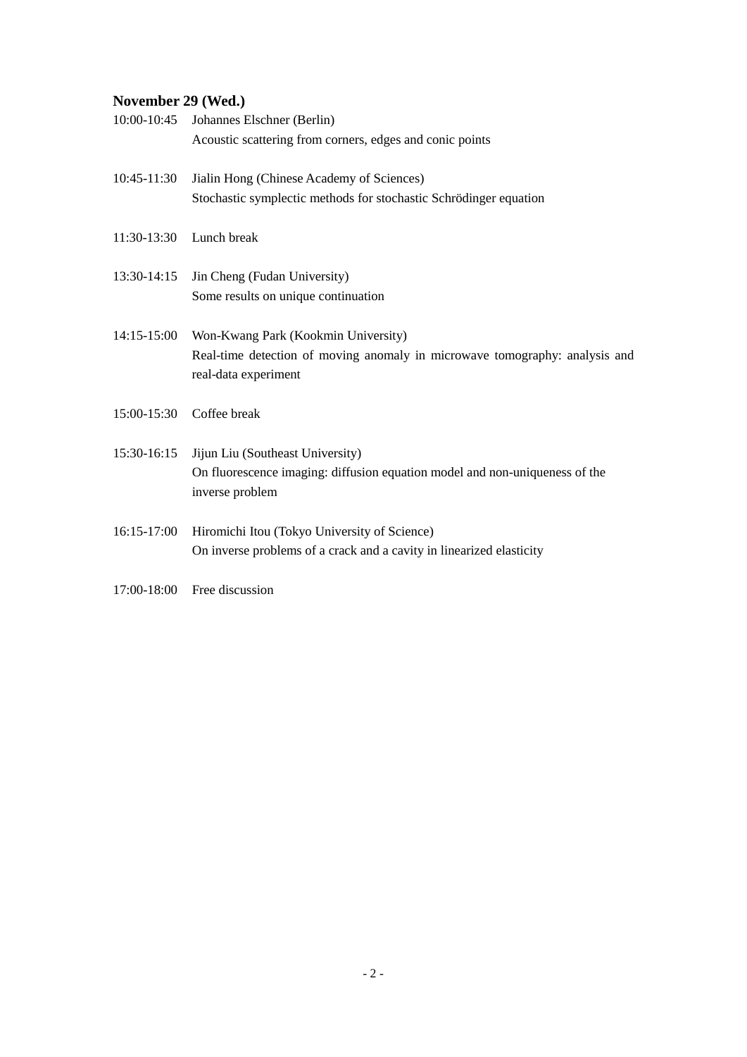## November 29 (Wed.)

10:00-10:45 Johannes Elschner (Berlin)
Acoustic scattering from corners, edges and conic points

10:45-11:30 Jialin Hong (Chinese Academy of Sciences)
Stochastic symplectic methods for stochastic Schrödinger equation

11:30-13:30 Lunch break

13:30-14:15 Jin Cheng (Fudan University)
Some results on unique continuation

14:15-15:00 Won-Kwang Park (Kookmin University)
Real-time detection of moving anomaly in microwave tomography: analysis and real-data experiment

15:00-15:30 Coffee break

15:30-16:15 Jijun Liu (Southeast University)
On fluorescence imaging: diffusion equation model and non-uniqueness of the inverse problem

16:15-17:00 Hiromichi Itou (Tokyo University of Science)
On inverse problems of a crack and a cavity in linearized elasticity

17:00-18:00 Free discussion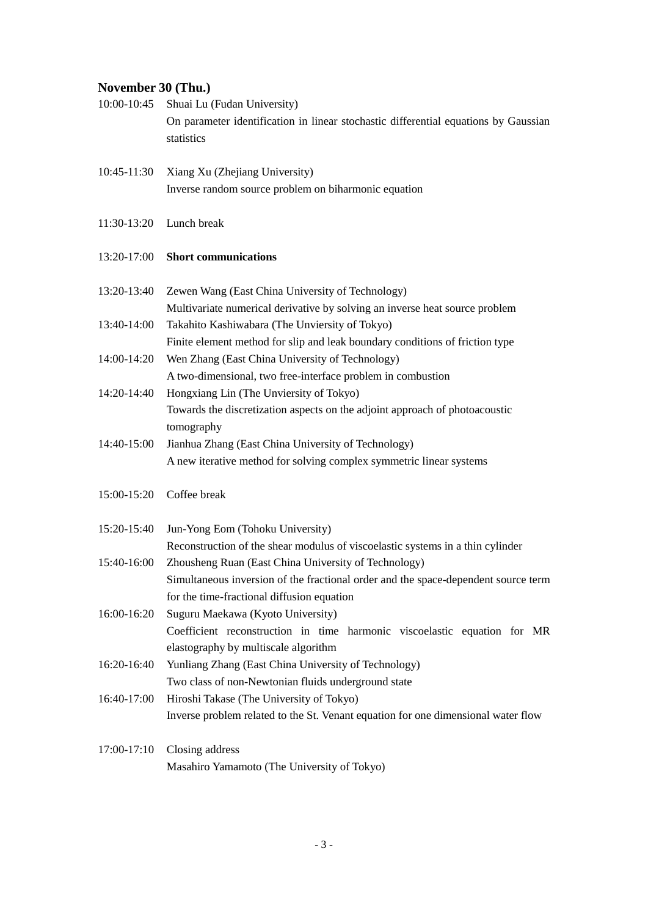## November 30 (Thu.)

10:00-10:45 Shuai Lu (Fudan University)
On parameter identification in linear stochastic differential equations by Gaussian statistics

10:45-11:30 Xiang Xu (Zhejiang University)
Inverse random source problem on biharmonic equation

11:30-13:20 Lunch break

13:20-17:00 **Short communications**

13:20-13:40 Zewen Wang (East China University of Technology)
Multivariate numerical derivative by solving an inverse heat source problem

13:40-14:00 Takahito Kashiwabara (The Unviersity of Tokyo)
Finite element method for slip and leak boundary conditions of friction type

14:00-14:20 Wen Zhang (East China University of Technology)
A two-dimensional, two free-interface problem in combustion

14:20-14:40 Hongxiang Lin (The Unviersity of Tokyo)
Towards the discretization aspects on the adjoint approach of photoacoustic tomography

14:40-15:00 Jianhua Zhang (East China University of Technology)
A new iterative method for solving complex symmetric linear systems

15:00-15:20 Coffee break

15:20-15:40 Jun-Yong Eom (Tohoku University)
Reconstruction of the shear modulus of viscoelastic systems in a thin cylinder

15:40-16:00 Zhousheng Ruan (East China University of Technology)
Simultaneous inversion of the fractional order and the space-dependent source term for the time-fractional diffusion equation

16:00-16:20 Suguru Maekawa (Kyoto University)
Coefficient reconstruction in time harmonic viscoelastic equation for MR elastography by multiscale algorithm

16:20-16:40 Yunliang Zhang (East China University of Technology)
Two class of non-Newtonian fluids underground state

16:40-17:00 Hiroshi Takase (The University of Tokyo)
Inverse problem related to the St. Venant equation for one dimensional water flow

17:00-17:10 Closing address
Masahiro Yamamoto (The University of Tokyo)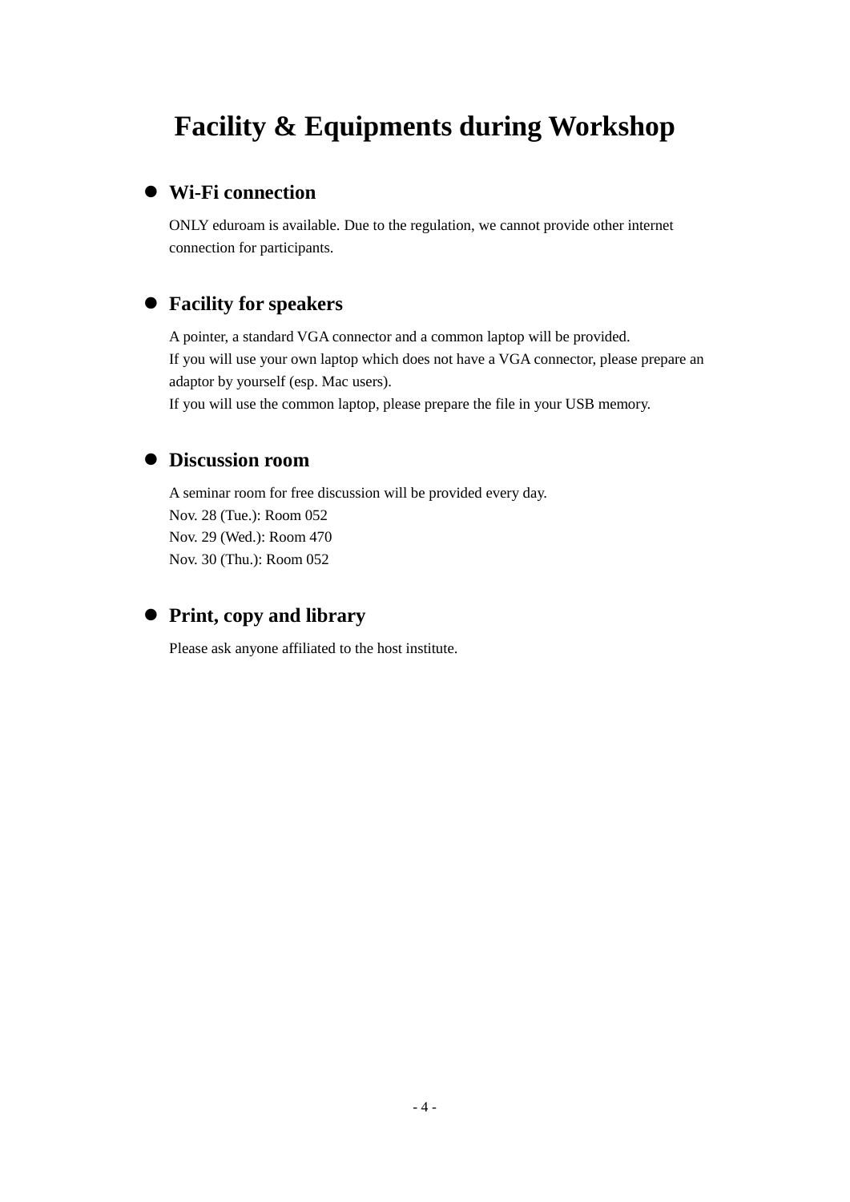# Facility & Equipments during Workshop

- **Wi-Fi connection**

  ONLY eduroam is available. Due to the regulation, we cannot provide other internet connection for participants.

- **Facility for speakers**

  A pointer, a standard VGA connector and a common laptop will be provided.
  If you will use your own laptop which does not have a VGA connector, please prepare an adaptor by yourself (esp. Mac users).
  If you will use the common laptop, please prepare the file in your USB memory.

- **Discussion room**

  A seminar room for free discussion will be provided every day.
  Nov. 28 (Tue.): Room 052
  Nov. 29 (Wed.): Room 470
  Nov. 30 (Thu.): Room 052

- **Print, copy and library**

  Please ask anyone affiliated to the host institute.